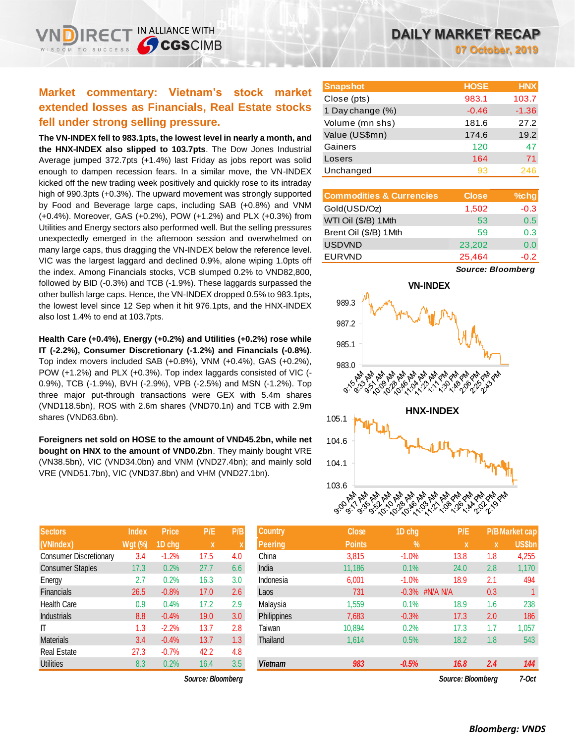# DAILY MARKET RECAP

07 October, 2019

## Market commentary: Vietnam's stock market extended losses as Financials, Real Estate stocks fell under strong selling pressure.

**The VN-INDEX fell to 983.1pts, the lowest level in nearly a month, and the HNX-INDEX also slipped to 103.7pts**. The Dow Jones Industrial Average jumped 372.7pts (+1.4%) last Friday as jobs report was solid enough to dampen recession fears. In a similar move, the VN-INDEX kicked off the new trading week positively and quickly rose to its intraday high of 990.3pts (+0.3%). The upward movement was strongly supported by Food and Beverage large caps, including SAB (+0.8%) and VNM (+0.4%). Moreover, GAS (+0.2%), POW (+1.2%) and PLX (+0.3%) from Utilities and Energy sectors also performed well. But the selling pressures unexpectedly emerged in the afternoon session and overwhelmed on many large caps, thus dragging the VN-INDEX below the reference level. VIC was the largest laggard and declined 0.9%, alone wiping 1.0pts off the index. Among Financials stocks, VCB slumped 0.2% to VND82,800, followed by BID (-0.3%) and TCB (-1.9%). These laggards surpassed the other bullish large caps. Hence, the VN-INDEX dropped 0.5% to 983.1pts, the lowest level since 12 Sep when it hit 976.1pts, and the HNX-INDEX also lost 1.4% to end at 103.7pts.

**Health Care (+0.4%), Energy (+0.2%) and Utilities (+0.2%) rose while IT (-2.2%), Consumer Discretionary (-1.2%) and Financials (-0.8%)**. Top index movers included SAB (+0.8%), VNM (+0.4%), GAS (+0.2%), POW (+1.2%) and PLX (+0.3%). Top index laggards consisted of VIC (-0.9%), TCB (-1.9%), BVH (-2.9%), VPB (-2.5%) and MSN (-1.2%). Top three major put-through transactions were GEX with 5.4m shares (VND118.5bn), ROS with 2.6m shares (VND70.1n) and TCB with 2.9m shares (VND63.6bn).

**Foreigners net sold on HOSE to the amount of VND45.2bn, while net bought on HNX to the amount of VND0.2bn**. They mainly bought VRE (VN38.5bn), VIC (VND34.0bn) and VNM (VND27.4bn); and mainly sold VRE (VND51.7bn), VIC (VND37.8bn) and VHM (VND27.1bn).

| Snapshot | HOSE | HNX |
|---|---|---|
| Close (pts) | 983.1 | 103.7 |
| 1 Day change (%) | -0.46 | -1.36 |
| Volume (mn shs) | 181.6 | 27.2 |
| Value (US$mn) | 174.6 | 19.2 |
| Gainers | 120 | 47 |
| Losers | 164 | 71 |
| Unchanged | 93 | 246 |

| Commodities & Currencies | Close | %chg |
|---|---|---|
| Gold(USD/Oz) | 1,502 | -0.3 |
| WTI Oil ($/B) 1Mth | 53 | 0.5 |
| Brent Oil ($/B) 1Mth | 59 | 0.3 |
| USDVND | 23,202 | 0.0 |
| EURVND | 25,464 | -0.2 |

*Source: Bloomberg*

| Sectors (VNIndex) | Index Wgt (%) | Price 1D chg | P/E x | P/B x |
|---|---|---|---|---|
| Consumer Discretionary | 3.4 | -1.2% | 17.5 | 4.0 |
| Consumer Staples | 17.3 | 0.2% | 27.7 | 6.6 |
| Energy | 2.7 | 0.2% | 16.3 | 3.0 |
| Financials | 26.5 | -0.8% | 17.0 | 2.6 |
| Health Care | 0.9 | 0.4% | 17.2 | 2.9 |
| Industrials | 8.8 | -0.4% | 19.0 | 3.0 |
| IT | 1.3 | -2.2% | 13.7 | 2.8 |
| Materials | 3.4 | -0.4% | 13.7 | 1.3 |
| Real Estate | 27.3 | -0.7% | 42.2 | 4.8 |
| Utilities | 8.3 | 0.2% | 16.4 | 3.5 |

*Source: Bloomberg*

| Country Peering | Close Points | 1D chg % | P/E x | P/B x | Market cap US$bn |
|---|---|---|---|---|---|
| China | 3,815 | -1.0% | 13.8 | 1.8 | 4,255 |
| India | 11,186 | 0.1% | 24.0 | 2.8 | 1,170 |
| Indonesia | 6,001 | -1.0% | 18.9 | 2.1 | 494 |
| Laos | 731 | -0.3% | #N/A N/A | 0.3 | 1 |
| Malaysia | 1,559 | 0.1% | 18.9 | 1.6 | 238 |
| Philippines | 7,683 | -0.3% | 17.3 | 2.0 | 186 |
| Taiwan | 10,894 | 0.2% | 17.3 | 1.7 | 1,057 |
| Thailand | 1,614 | 0.5% | 18.2 | 1.8 | 543 |
| ***Vietnam*** | ***983*** | ***-0.5%*** | ***16.8*** | ***2.4*** | ***144*** |

*Source: Bloomberg* *7-Oct*

*Bloomberg: VNDS*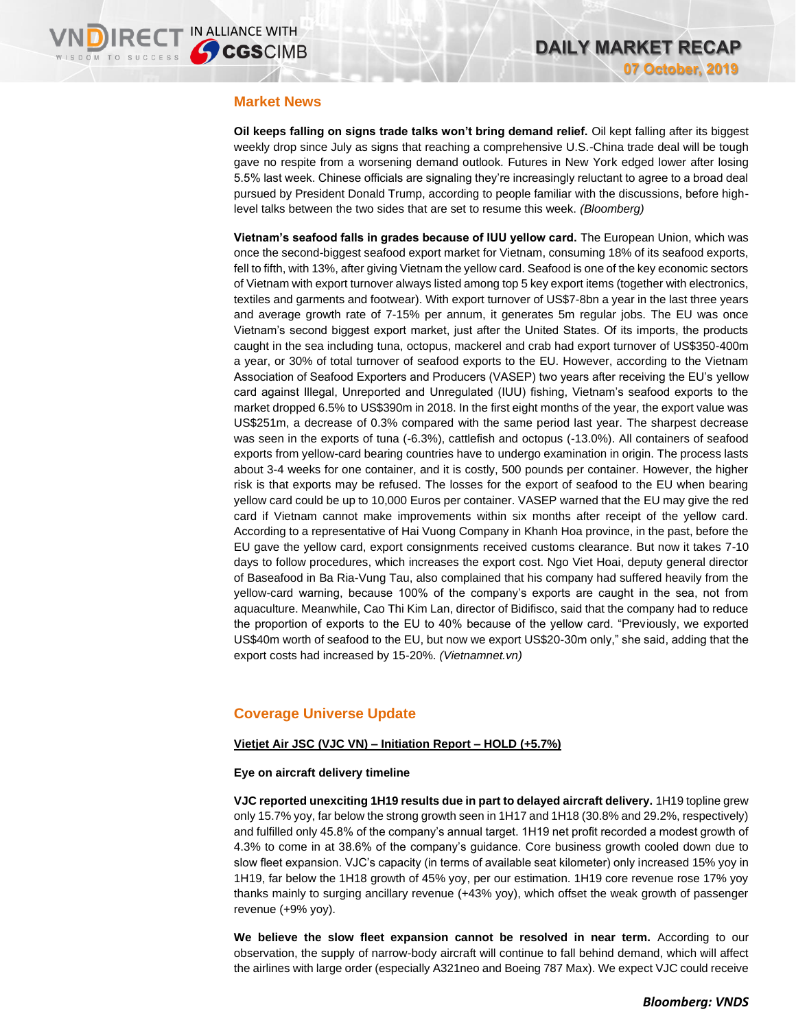## Market News

**Oil keeps falling on signs trade talks won't bring demand relief.** Oil kept falling after its biggest weekly drop since July as signs that reaching a comprehensive U.S.-China trade deal will be tough gave no respite from a worsening demand outlook. Futures in New York edged lower after losing 5.5% last week. Chinese officials are signaling they're increasingly reluctant to agree to a broad deal pursued by President Donald Trump, according to people familiar with the discussions, before high-level talks between the two sides that are set to resume this week. *(Bloomberg)*

**Vietnam's seafood falls in grades because of IUU yellow card.** The European Union, which was once the second-biggest seafood export market for Vietnam, consuming 18% of its seafood exports, fell to fifth, with 13%, after giving Vietnam the yellow card. Seafood is one of the key economic sectors of Vietnam with export turnover always listed among top 5 key export items (together with electronics, textiles and garments and footwear). With export turnover of US$7-8bn a year in the last three years and average growth rate of 7-15% per annum, it generates 5m regular jobs. The EU was once Vietnam's second biggest export market, just after the United States. Of its imports, the products caught in the sea including tuna, octopus, mackerel and crab had export turnover of US$350-400m a year, or 30% of total turnover of seafood exports to the EU. However, according to the Vietnam Association of Seafood Exporters and Producers (VASEP) two years after receiving the EU's yellow card against Illegal, Unreported and Unregulated (IUU) fishing, Vietnam's seafood exports to the market dropped 6.5% to US$390m in 2018. In the first eight months of the year, the export value was US$251m, a decrease of 0.3% compared with the same period last year. The sharpest decrease was seen in the exports of tuna (-6.3%), cattlefish and octopus (-13.0%). All containers of seafood exports from yellow-card bearing countries have to undergo examination in origin. The process lasts about 3-4 weeks for one container, and it is costly, 500 pounds per container. However, the higher risk is that exports may be refused. The losses for the export of seafood to the EU when bearing yellow card could be up to 10,000 Euros per container. VASEP warned that the EU may give the red card if Vietnam cannot make improvements within six months after receipt of the yellow card. According to a representative of Hai Vuong Company in Khanh Hoa province, in the past, before the EU gave the yellow card, export consignments received customs clearance. But now it takes 7-10 days to follow procedures, which increases the export cost. Ngo Viet Hoai, deputy general director of Baseafood in Ba Ria-Vung Tau, also complained that his company had suffered heavily from the yellow-card warning, because 100% of the company's exports are caught in the sea, not from aquaculture. Meanwhile, Cao Thi Kim Lan, director of Bidifisco, said that the company had to reduce the proportion of exports to the EU to 40% because of the yellow card. "Previously, we exported US$40m worth of seafood to the EU, but now we export US$20-30m only," she said, adding that the export costs had increased by 15-20%. *(Vietnamnet.vn)*

## Coverage Universe Update

**Vietjet Air JSC (VJC VN) – Initiation Report – HOLD (+5.7%)**

**Eye on aircraft delivery timeline**

**VJC reported unexciting 1H19 results due in part to delayed aircraft delivery.** 1H19 topline grew only 15.7% yoy, far below the strong growth seen in 1H17 and 1H18 (30.8% and 29.2%, respectively) and fulfilled only 45.8% of the company's annual target. 1H19 net profit recorded a modest growth of 4.3% to come in at 38.6% of the company's guidance. Core business growth cooled down due to slow fleet expansion. VJC's capacity (in terms of available seat kilometer) only increased 15% yoy in 1H19, far below the 1H18 growth of 45% yoy, per our estimation. 1H19 core revenue rose 17% yoy thanks mainly to surging ancillary revenue (+43% yoy), which offset the weak growth of passenger revenue (+9% yoy).

**We believe the slow fleet expansion cannot be resolved in near term.** According to our observation, the supply of narrow-body aircraft will continue to fall behind demand, which will affect the airlines with large order (especially A321neo and Boeing 787 Max). We expect VJC could receive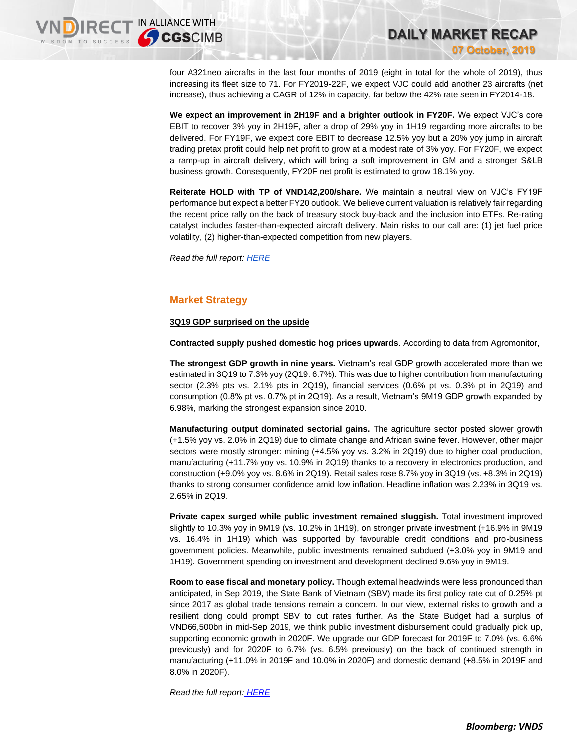four A321neo aircrafts in the last four months of 2019 (eight in total for the whole of 2019), thus increasing its fleet size to 71. For FY2019-22F, we expect VJC could add another 23 aircrafts (net increase), thus achieving a CAGR of 12% in capacity, far below the 42% rate seen in FY2014-18.

**We expect an improvement in 2H19F and a brighter outlook in FY20F.** We expect VJC's core EBIT to recover 3% yoy in 2H19F, after a drop of 29% yoy in 1H19 regarding more aircrafts to be delivered. For FY19F, we expect core EBIT to decrease 12.5% yoy but a 20% yoy jump in aircraft trading pretax profit could help net profit to grow at a modest rate of 3% yoy. For FY20F, we expect a ramp-up in aircraft delivery, which will bring a soft improvement in GM and a stronger S&LB business growth. Consequently, FY20F net profit is estimated to grow 18.1% yoy.

**Reiterate HOLD with TP of VND142,200/share.** We maintain a neutral view on VJC's FY19F performance but expect a better FY20 outlook. We believe current valuation is relatively fair regarding the recent price rally on the back of treasury stock buy-back and the inclusion into ETFs. Re-rating catalyst includes faster-than-expected aircraft delivery. Main risks to our call are: (1) jet fuel price volatility, (2) higher-than-expected competition from new players.

*Read the full report: HERE*

## Market Strategy

**3Q19 GDP surprised on the upside**

**Contracted supply pushed domestic hog prices upwards**. According to data from Agromonitor,

**The strongest GDP growth in nine years.** Vietnam's real GDP growth accelerated more than we estimated in 3Q19 to 7.3% yoy (2Q19: 6.7%). This was due to higher contribution from manufacturing sector (2.3% pts vs. 2.1% pts in 2Q19), financial services (0.6% pt vs. 0.3% pt in 2Q19) and consumption (0.8% pt vs. 0.7% pt in 2Q19). As a result, Vietnam's 9M19 GDP growth expanded by 6.98%, marking the strongest expansion since 2010.

**Manufacturing output dominated sectorial gains.** The agriculture sector posted slower growth (+1.5% yoy vs. 2.0% in 2Q19) due to climate change and African swine fever. However, other major sectors were mostly stronger: mining (+4.5% yoy vs. 3.2% in 2Q19) due to higher coal production, manufacturing (+11.7% yoy vs. 10.9% in 2Q19) thanks to a recovery in electronics production, and construction (+9.0% yoy vs. 8.6% in 2Q19). Retail sales rose 8.7% yoy in 3Q19 (vs. +8.3% in 2Q19) thanks to strong consumer confidence amid low inflation. Headline inflation was 2.23% in 3Q19 vs. 2.65% in 2Q19.

**Private capex surged while public investment remained sluggish.** Total investment improved slightly to 10.3% yoy in 9M19 (vs. 10.2% in 1H19), on stronger private investment (+16.9% in 9M19 vs. 16.4% in 1H19) which was supported by favourable credit conditions and pro-business government policies. Meanwhile, public investments remained subdued (+3.0% yoy in 9M19 and 1H19). Government spending on investment and development declined 9.6% yoy in 9M19.

**Room to ease fiscal and monetary policy.** Though external headwinds were less pronounced than anticipated, in Sep 2019, the State Bank of Vietnam (SBV) made its first policy rate cut of 0.25% pt since 2017 as global trade tensions remain a concern. In our view, external risks to growth and a resilient dong could prompt SBV to cut rates further. As the State Budget had a surplus of VND66,500bn in mid-Sep 2019, we think public investment disbursement could gradually pick up, supporting economic growth in 2020F. We upgrade our GDP forecast for 2019F to 7.0% (vs. 6.6% previously) and for 2020F to 6.7% (vs. 6.5% previously) on the back of continued strength in manufacturing (+11.0% in 2019F and 10.0% in 2020F) and domestic demand (+8.5% in 2019F and 8.0% in 2020F).

*Read the full report: HERE*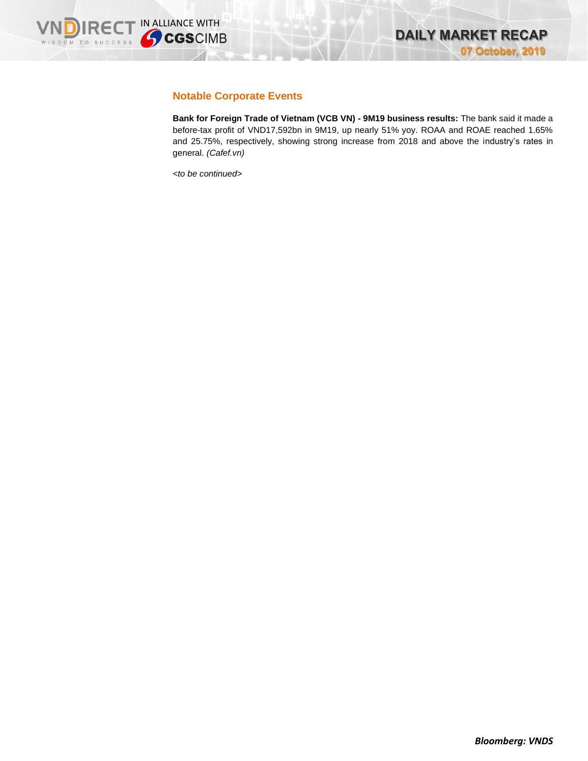## Notable Corporate Events

**Bank for Foreign Trade of Vietnam (VCB VN) - 9M19 business results:** The bank said it made a before-tax profit of VND17,592bn in 9M19, up nearly 51% yoy. ROAA and ROAE reached 1.65% and 25.75%, respectively, showing strong increase from 2018 and above the industry's rates in general. *(Cafef.vn)*

*<to be continued>*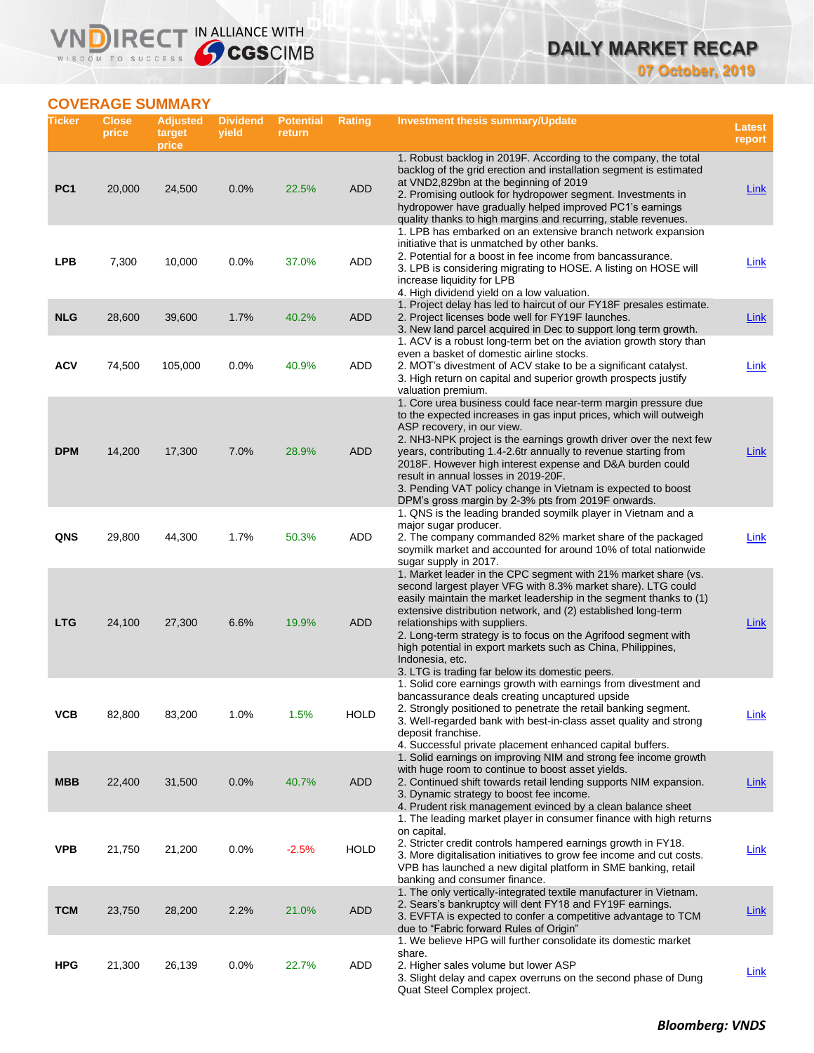## COVERAGE SUMMARY

| Ticker | Close price | Adjusted target price | Dividend yield | Potential return | Rating | Investment thesis summary/Update | Latest report |
|---|---|---|---|---|---|---|---|
| PC1 | 20,000 | 24,500 | 0.0% | 22.5% | ADD | 1. Robust backlog in 2019F. According to the company, the total backlog of the grid erection and installation segment is estimated at VND2,829bn at the beginning of 2019<br>2. Promising outlook for hydropower segment. Investments in hydropower have gradually helped improved PC1's earnings quality thanks to high margins and recurring, stable revenues. | Link |
| LPB | 7,300 | 10,000 | 0.0% | 37.0% | ADD | 1. LPB has embarked on an extensive branch network expansion initiative that is unmatched by other banks.<br>2. Potential for a boost in fee income from bancassurance.<br>3. LPB is considering migrating to HOSE. A listing on HOSE will increase liquidity for LPB<br>4. High dividend yield on a low valuation. | Link |
| NLG | 28,600 | 39,600 | 1.7% | 40.2% | ADD | 1. Project delay has led to haircut of our FY18F presales estimate.<br>2. Project licenses bode well for FY19F launches.<br>3. New land parcel acquired in Dec to support long term growth. | Link |
| ACV | 74,500 | 105,000 | 0.0% | 40.9% | ADD | 1. ACV is a robust long-term bet on the aviation growth story than even a basket of domestic airline stocks.<br>2. MOT's divestment of ACV stake to be a significant catalyst.<br>3. High return on capital and superior growth prospects justify valuation premium. | Link |
| DPM | 14,200 | 17,300 | 7.0% | 28.9% | ADD | 1. Core urea business could face near-term margin pressure due to the expected increases in gas input prices, which will outweigh ASP recovery, in our view.<br>2. NH3-NPK project is the earnings growth driver over the next few years, contributing 1.4-2.6tr annually to revenue starting from 2018F. However high interest expense and D&A burden could result in annual losses in 2019-20F.<br>3. Pending VAT policy change in Vietnam is expected to boost DPM's gross margin by 2-3% pts from 2019F onwards. | Link |
| QNS | 29,800 | 44,300 | 1.7% | 50.3% | ADD | 1. QNS is the leading branded soymilk player in Vietnam and a major sugar producer.<br>2. The company commanded 82% market share of the packaged soymilk market and accounted for around 10% of total nationwide sugar supply in 2017. | Link |
| LTG | 24,100 | 27,300 | 6.6% | 19.9% | ADD | 1. Market leader in the CPC segment with 21% market share (vs. second largest player VFG with 8.3% market share). LTG could easily maintain the market leadership in the segment thanks to (1) extensive distribution network, and (2) established long-term relationships with suppliers.<br>2. Long-term strategy is to focus on the Agrifood segment with high potential in export markets such as China, Philippines, Indonesia, etc.<br>3. LTG is trading far below its domestic peers. | Link |
| VCB | 82,800 | 83,200 | 1.0% | 1.5% | HOLD | 1. Solid core earnings growth with earnings from divestment and bancassurance deals creating uncaptured upside<br>2. Strongly positioned to penetrate the retail banking segment.<br>3. Well-regarded bank with best-in-class asset quality and strong deposit franchise.<br>4. Successful private placement enhanced capital buffers. | Link |
| MBB | 22,400 | 31,500 | 0.0% | 40.7% | ADD | 1. Solid earnings on improving NIM and strong fee income growth with huge room to continue to boost asset yields.<br>2. Continued shift towards retail lending supports NIM expansion.<br>3. Dynamic strategy to boost fee income.<br>4. Prudent risk management evinced by a clean balance sheet | Link |
| VPB | 21,750 | 21,200 | 0.0% | -2.5% | HOLD | 1. The leading market player in consumer finance with high returns on capital.<br>2. Stricter credit controls hampered earnings growth in FY18.<br>3. More digitalisation initiatives to grow fee income and cut costs. VPB has launched a new digital platform in SME banking, retail banking and consumer finance. | Link |
| TCM | 23,750 | 28,200 | 2.2% | 21.0% | ADD | 1. The only vertically-integrated textile manufacturer in Vietnam.<br>2. Sears's bankruptcy will dent FY18 and FY19F earnings.<br>3. EVFTA is expected to confer a competitive advantage to TCM due to "Fabric forward Rules of Origin" | Link |
| HPG | 21,300 | 26,139 | 0.0% | 22.7% | ADD | 1. We believe HPG will further consolidate its domestic market share.<br>2. Higher sales volume but lower ASP<br>3. Slight delay and capex overruns on the second phase of Dung Quat Steel Complex project. | Link |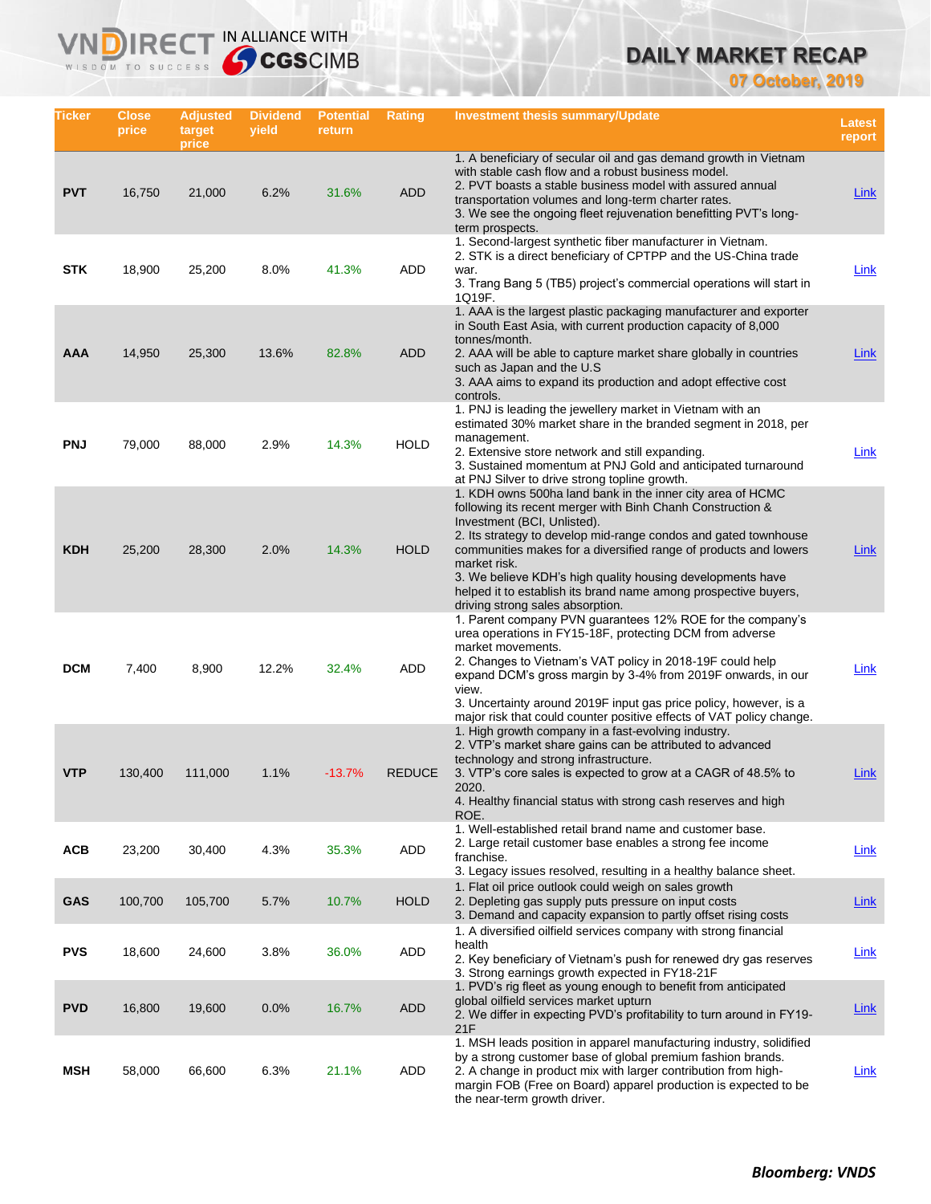| Ticker | Close price | Adjusted target price | Dividend yield | Potential return | Rating | Investment thesis summary/Update | Latest report |
|---|---|---|---|---|---|---|---|
| PVT | 16,750 | 21,000 | 6.2% | 31.6% | ADD | 1. A beneficiary of secular oil and gas demand growth in Vietnam with stable cash flow and a robust business model.<br>2. PVT boasts a stable business model with assured annual transportation volumes and long-term charter rates.<br>3. We see the ongoing fleet rejuvenation benefitting PVT's long-term prospects. | Link |
| STK | 18,900 | 25,200 | 8.0% | 41.3% | ADD | 1. Second-largest synthetic fiber manufacturer in Vietnam.<br>2. STK is a direct beneficiary of CPTPP and the US-China trade war.<br>3. Trang Bang 5 (TB5) project's commercial operations will start in 1Q19F. | Link |
| AAA | 14,950 | 25,300 | 13.6% | 82.8% | ADD | 1. AAA is the largest plastic packaging manufacturer and exporter in South East Asia, with current production capacity of 8,000 tonnes/month.<br>2. AAA will be able to capture market share globally in countries such as Japan and the U.S<br>3. AAA aims to expand its production and adopt effective cost controls. | Link |
| PNJ | 79,000 | 88,000 | 2.9% | 14.3% | HOLD | 1. PNJ is leading the jewellery market in Vietnam with an estimated 30% market share in the branded segment in 2018, per management.<br>2. Extensive store network and still expanding.<br>3. Sustained momentum at PNJ Gold and anticipated turnaround at PNJ Silver to drive strong topline growth. | Link |
| KDH | 25,200 | 28,300 | 2.0% | 14.3% | HOLD | 1. KDH owns 500ha land bank in the inner city area of HCMC following its recent merger with Binh Chanh Construction & Investment (BCI, Unlisted).<br>2. Its strategy to develop mid-range condos and gated townhouse communities makes for a diversified range of products and lowers market risk.<br>3. We believe KDH's high quality housing developments have helped it to establish its brand name among prospective buyers, driving strong sales absorption. | Link |
| DCM | 7,400 | 8,900 | 12.2% | 32.4% | ADD | 1. Parent company PVN guarantees 12% ROE for the company's urea operations in FY15-18F, protecting DCM from adverse market movements.<br>2. Changes to Vietnam's VAT policy in 2018-19F could help expand DCM's gross margin by 3-4% from 2019F onwards, in our view.<br>3. Uncertainty around 2019F input gas price policy, however, is a major risk that could counter positive effects of VAT policy change. | Link |
| VTP | 130,400 | 111,000 | 1.1% | -13.7% | REDUCE | 1. High growth company in a fast-evolving industry.<br>2. VTP's market share gains can be attributed to advanced technology and strong infrastructure.<br>3. VTP's core sales is expected to grow at a CAGR of 48.5% to 2020.<br>4. Healthy financial status with strong cash reserves and high ROE. | Link |
| ACB | 23,200 | 30,400 | 4.3% | 35.3% | ADD | 1. Well-established retail brand name and customer base.<br>2. Large retail customer base enables a strong fee income franchise.<br>3. Legacy issues resolved, resulting in a healthy balance sheet. | Link |
| GAS | 100,700 | 105,700 | 5.7% | 10.7% | HOLD | 1. Flat oil price outlook could weigh on sales growth<br>2. Depleting gas supply puts pressure on input costs<br>3. Demand and capacity expansion to partly offset rising costs | Link |
| PVS | 18,600 | 24,600 | 3.8% | 36.0% | ADD | 1. A diversified oilfield services company with strong financial health<br>2. Key beneficiary of Vietnam's push for renewed dry gas reserves<br>3. Strong earnings growth expected in FY18-21F | Link |
| PVD | 16,800 | 19,600 | 0.0% | 16.7% | ADD | 1. PVD's rig fleet as young enough to benefit from anticipated global oilfield services market upturn<br>2. We differ in expecting PVD's profitability to turn around in FY19-21F | Link |
| MSH | 58,000 | 66,600 | 6.3% | 21.1% | ADD | 1. MSH leads position in apparel manufacturing industry, solidified by a strong customer base of global premium fashion brands.<br>2. A change in product mix with larger contribution from high-margin FOB (Free on Board) apparel production is expected to be the near-term growth driver. | Link |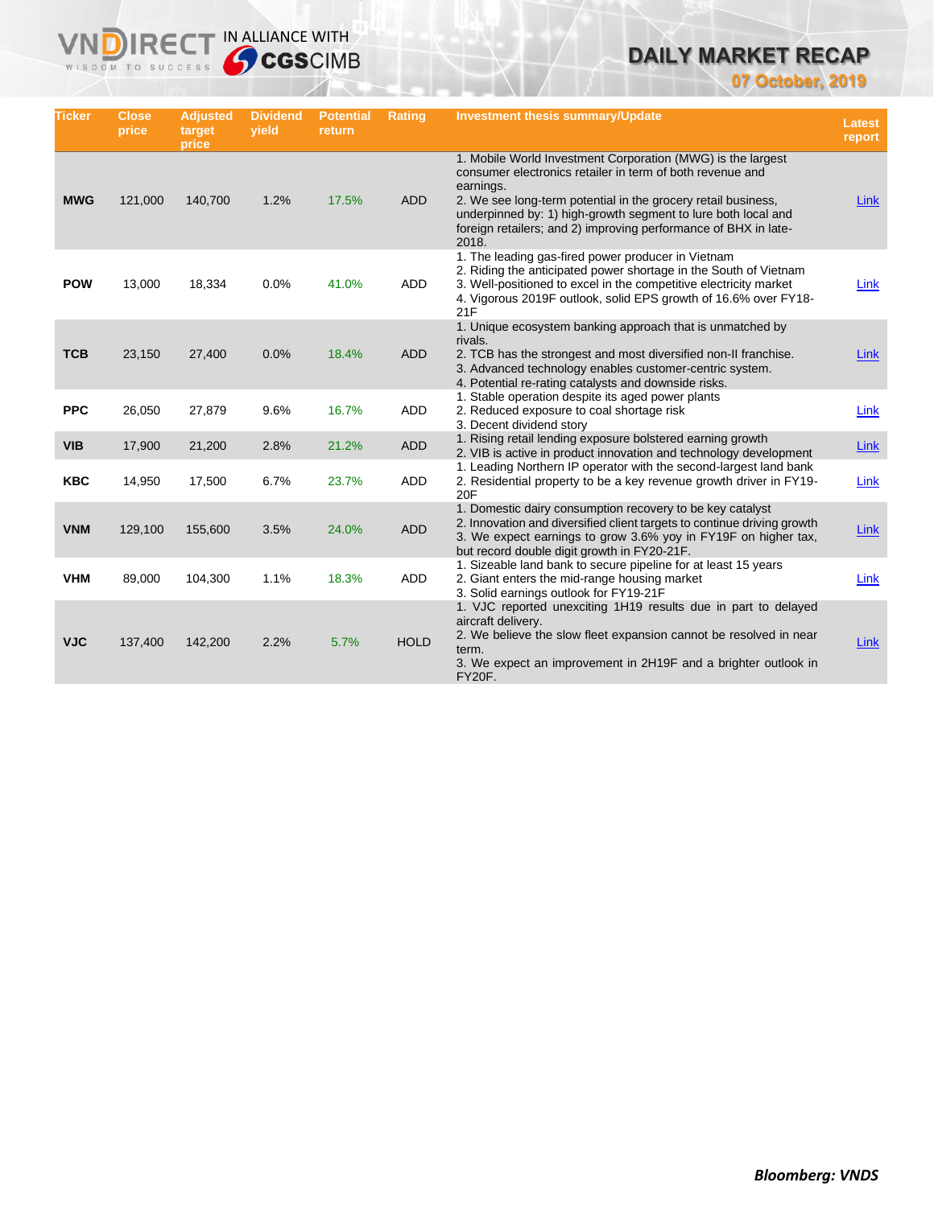# DAILY MARKET RECAP

07 October, 2019

| Ticker | Close price | Adjusted target price | Dividend yield | Potential return | Rating | Investment thesis summary/Update | Latest report |
|---|---|---|---|---|---|---|---|
| MWG | 121,000 | 140,700 | 1.2% | 17.5% | ADD | 1. Mobile World Investment Corporation (MWG) is the largest consumer electronics retailer in term of both revenue and earnings.<br>2. We see long-term potential in the grocery retail business, underpinned by: 1) high-growth segment to lure both local and foreign retailers; and 2) improving performance of BHX in late-2018. | Link |
| POW | 13,000 | 18,334 | 0.0% | 41.0% | ADD | 1. The leading gas-fired power producer in Vietnam<br>2. Riding the anticipated power shortage in the South of Vietnam<br>3. Well-positioned to excel in the competitive electricity market<br>4. Vigorous 2019F outlook, solid EPS growth of 16.6% over FY18-21F | Link |
| TCB | 23,150 | 27,400 | 0.0% | 18.4% | ADD | 1. Unique ecosystem banking approach that is unmatched by rivals.<br>2. TCB has the strongest and most diversified non-II franchise.<br>3. Advanced technology enables customer-centric system.<br>4. Potential re-rating catalysts and downside risks. | Link |
| PPC | 26,050 | 27,879 | 9.6% | 16.7% | ADD | 1. Stable operation despite its aged power plants<br>2. Reduced exposure to coal shortage risk<br>3. Decent dividend story | Link |
| VIB | 17,900 | 21,200 | 2.8% | 21.2% | ADD | 1. Rising retail lending exposure bolstered earning growth<br>2. VIB is active in product innovation and technology development | Link |
| KBC | 14,950 | 17,500 | 6.7% | 23.7% | ADD | 1. Leading Northern IP operator with the second-largest land bank<br>2. Residential property to be a key revenue growth driver in FY19-20F | Link |
| VNM | 129,100 | 155,600 | 3.5% | 24.0% | ADD | 1. Domestic dairy consumption recovery to be key catalyst<br>2. Innovation and diversified client targets to continue driving growth<br>3. We expect earnings to grow 3.6% yoy in FY19F on higher tax, but record double digit growth in FY20-21F. | Link |
| VHM | 89,000 | 104,300 | 1.1% | 18.3% | ADD | 1. Sizeable land bank to secure pipeline for at least 15 years<br>2. Giant enters the mid-range housing market<br>3. Solid earnings outlook for FY19-21F | Link |
| VJC | 137,400 | 142,200 | 2.2% | 5.7% | HOLD | 1. VJC reported unexciting 1H19 results due in part to delayed aircraft delivery.<br>2. We believe the slow fleet expansion cannot be resolved in near term.<br>3. We expect an improvement in 2H19F and a brighter outlook in FY20F. | Link |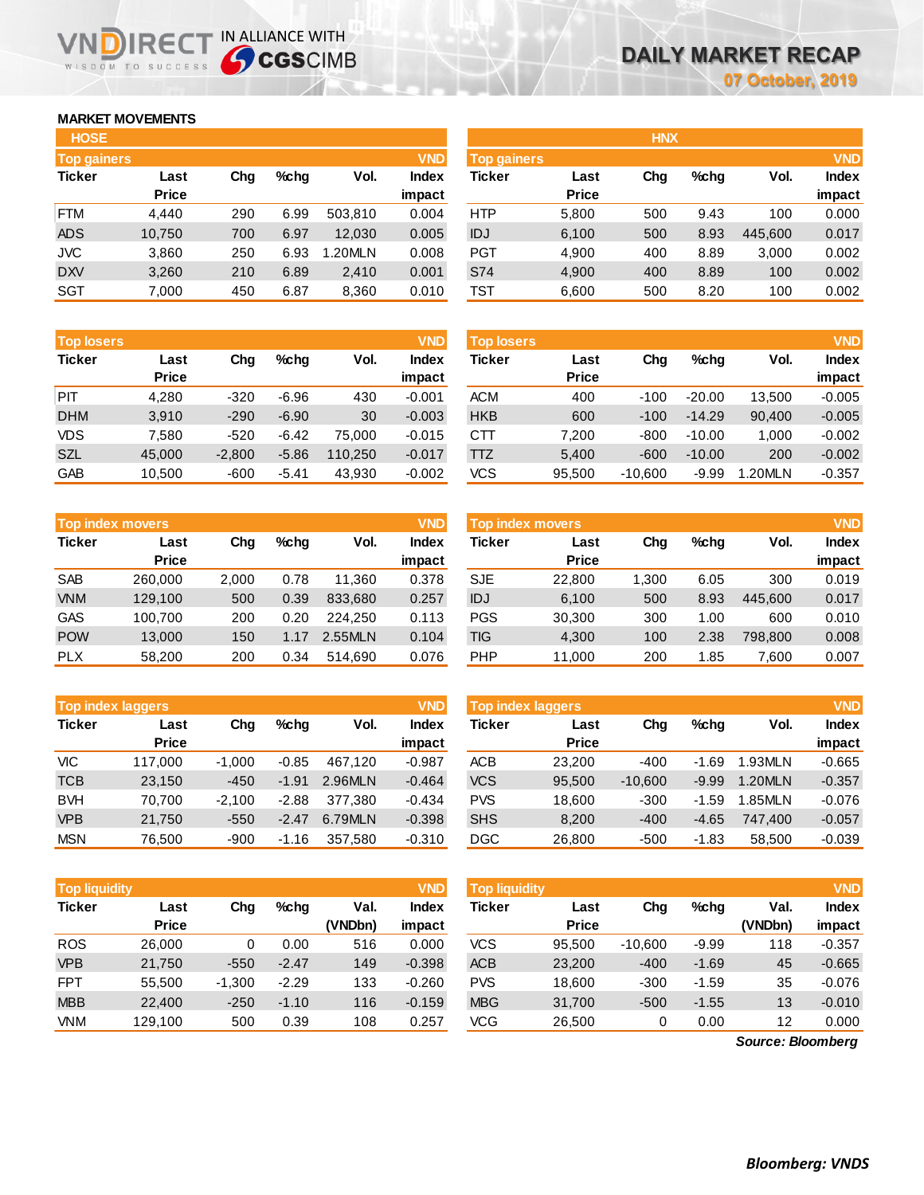# DAILY MARKET RECAP

07 October, 2019

## MARKET MOVEMENTS

### HOSE

**Top gainers** (VND)

| Ticker | Last Price | Chg | %chg | Vol. | Index impact |
|---|---|---|---|---|---|
| FTM | 4,440 | 290 | 6.99 | 503,810 | 0.004 |
| ADS | 10,750 | 700 | 6.97 | 12,030 | 0.005 |
| JVC | 3,860 | 250 | 6.93 | 1.20MLN | 0.008 |
| DXV | 3,260 | 210 | 6.89 | 2,410 | 0.001 |
| SGT | 7,000 | 450 | 6.87 | 8,360 | 0.010 |

**Top losers** (VND)

| Ticker | Last Price | Chg | %chg | Vol. | Index impact |
|---|---|---|---|---|---|
| PIT | 4,280 | -320 | -6.96 | 430 | -0.001 |
| DHM | 3,910 | -290 | -6.90 | 30 | -0.003 |
| VDS | 7,580 | -520 | -6.42 | 75,000 | -0.015 |
| SZL | 45,000 | -2,800 | -5.86 | 110,250 | -0.017 |
| GAB | 10,500 | -600 | -5.41 | 43,930 | -0.002 |

**Top index movers** (VND)

| Ticker | Last Price | Chg | %chg | Vol. | Index impact |
|---|---|---|---|---|---|
| SAB | 260,000 | 2,000 | 0.78 | 11,360 | 0.378 |
| VNM | 129,100 | 500 | 0.39 | 833,680 | 0.257 |
| GAS | 100,700 | 200 | 0.20 | 224,250 | 0.113 |
| POW | 13,000 | 150 | 1.17 | 2.55MLN | 0.104 |
| PLX | 58,200 | 200 | 0.34 | 514,690 | 0.076 |

**Top index laggers** (VND)

| Ticker | Last Price | Chg | %chg | Vol. | Index impact |
|---|---|---|---|---|---|
| VIC | 117,000 | -1,000 | -0.85 | 467,120 | -0.987 |
| TCB | 23,150 | -450 | -1.91 | 2.96MLN | -0.464 |
| BVH | 70,700 | -2,100 | -2.88 | 377,380 | -0.434 |
| VPB | 21,750 | -550 | -2.47 | 6.79MLN | -0.398 |
| MSN | 76,500 | -900 | -1.16 | 357,580 | -0.310 |

**Top liquidity** (VND)

| Ticker | Last Price | Chg | %chg | Val. (VNDbn) | Index impact |
|---|---|---|---|---|---|
| ROS | 26,000 | 0 | 0.00 | 516 | 0.000 |
| VPB | 21,750 | -550 | -2.47 | 149 | -0.398 |
| FPT | 55,500 | -1,300 | -2.29 | 133 | -0.260 |
| MBB | 22,400 | -250 | -1.10 | 116 | -0.159 |
| VNM | 129,100 | 500 | 0.39 | 108 | 0.257 |

### HNX

**Top gainers** (VND)

| Ticker | Last Price | Chg | %chg | Vol. | Index impact |
|---|---|---|---|---|---|
| HTP | 5,800 | 500 | 9.43 | 100 | 0.000 |
| IDJ | 6,100 | 500 | 8.93 | 445,600 | 0.017 |
| PGT | 4,900 | 400 | 8.89 | 3,000 | 0.002 |
| S74 | 4,900 | 400 | 8.89 | 100 | 0.002 |
| TST | 6,600 | 500 | 8.20 | 100 | 0.002 |

**Top losers** (VND)

| Ticker | Last Price | Chg | %chg | Vol. | Index impact |
|---|---|---|---|---|---|
| ACM | 400 | -100 | -20.00 | 13,500 | -0.005 |
| HKB | 600 | -100 | -14.29 | 90,400 | -0.005 |
| CTT | 7,200 | -800 | -10.00 | 1,000 | -0.002 |
| TTZ | 5,400 | -600 | -10.00 | 200 | -0.002 |
| VCS | 95,500 | -10,600 | -9.99 | 1.20MLN | -0.357 |

**Top index movers** (VND)

| Ticker | Last Price | Chg | %chg | Vol. | Index impact |
|---|---|---|---|---|---|
| SJE | 22,800 | 1,300 | 6.05 | 300 | 0.019 |
| IDJ | 6,100 | 500 | 8.93 | 445,600 | 0.017 |
| PGS | 30,300 | 300 | 1.00 | 600 | 0.010 |
| TIG | 4,300 | 100 | 2.38 | 798,800 | 0.008 |
| PHP | 11,000 | 200 | 1.85 | 7,600 | 0.007 |

**Top index laggers** (VND)

| Ticker | Last Price | Chg | %chg | Vol. | Index impact |
|---|---|---|---|---|---|
| ACB | 23,200 | -400 | -1.69 | 1.93MLN | -0.665 |
| VCS | 95,500 | -10,600 | -9.99 | 1.20MLN | -0.357 |
| PVS | 18,600 | -300 | -1.59 | 1.85MLN | -0.076 |
| SHS | 8,200 | -400 | -4.65 | 747,400 | -0.057 |
| DGC | 26,800 | -500 | -1.83 | 58,500 | -0.039 |

**Top liquidity** (VND)

| Ticker | Last Price | Chg | %chg | Val. (VNDbn) | Index impact |
|---|---|---|---|---|---|
| VCS | 95,500 | -10,600 | -9.99 | 118 | -0.357 |
| ACB | 23,200 | -400 | -1.69 | 45 | -0.665 |
| PVS | 18,600 | -300 | -1.59 | 35 | -0.076 |
| MBG | 31,700 | -500 | -1.55 | 13 | -0.010 |
| VCG | 26,500 | 0 | 0.00 | 12 | 0.000 |

*Source: Bloomberg*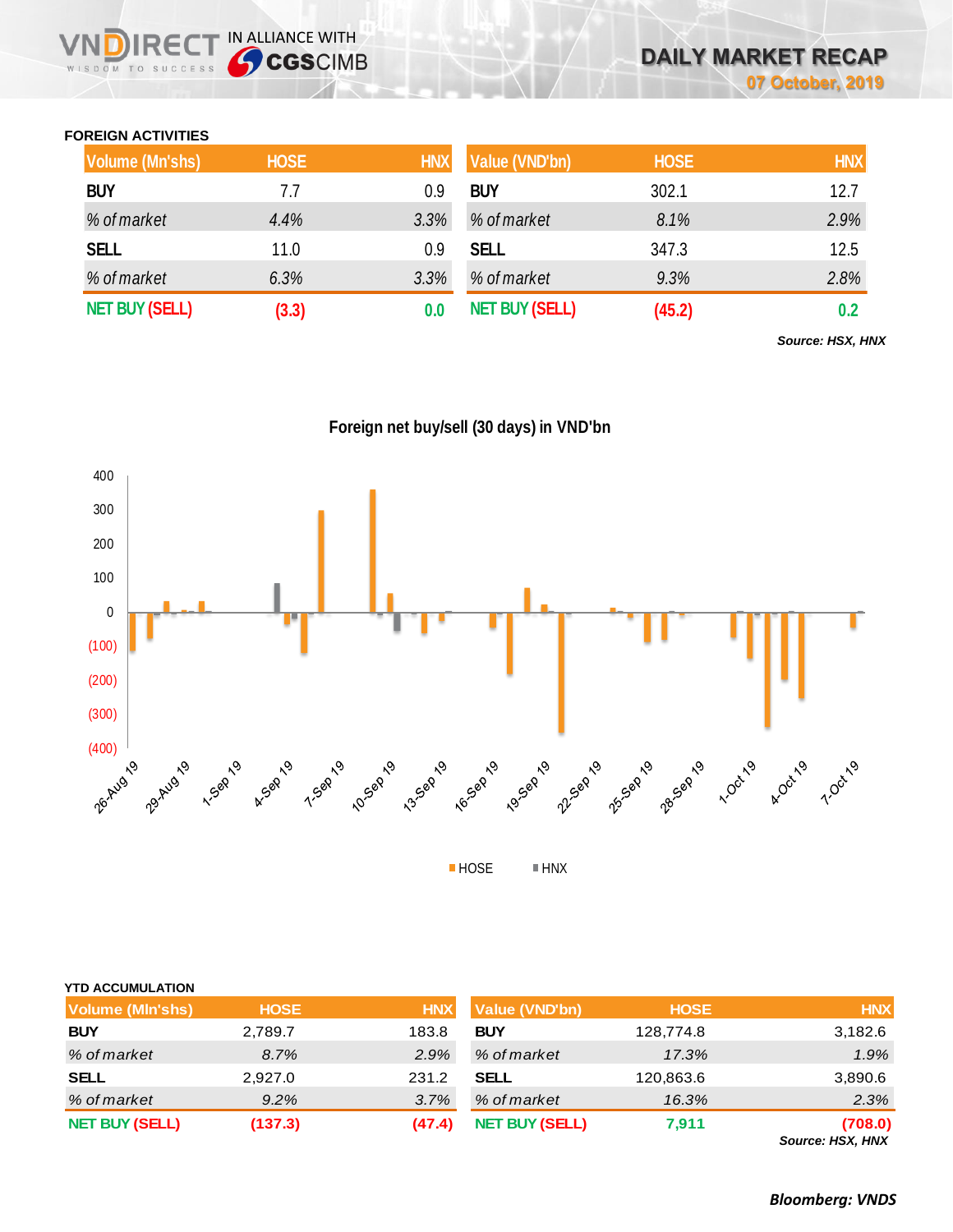## FOREIGN ACTIVITIES

| Volume (Mn'shs) | HOSE | HNX |
|---|---|---|
| BUY | 7.7 | 0.9 |
| *% of market* | *4.4%* | *3.3%* |
| SELL | 11.0 | 0.9 |
| *% of market* | *6.3%* | *3.3%* |
| NET BUY (SELL) | (3.3) | 0.0 |

| Value (VND'bn) | HOSE | HNX |
|---|---|---|
| BUY | 302.1 | 12.7 |
| *% of market* | *8.1%* | *2.9%* |
| SELL | 347.3 | 12.5 |
| *% of market* | *9.3%* | *2.8%* |
| NET BUY (SELL) | (45.2) | 0.2 |

*Source: HSX, HNX*

Foreign net buy/sell (30 days) in VND'bn

## YTD ACCUMULATION

| Volume (Mln'shs) | HOSE | HNX |
|---|---|---|
| BUY | 2,789.7 | 183.8 |
| *% of market* | *8.7%* | *2.9%* |
| SELL | 2,927.0 | 231.2 |
| *% of market* | *9.2%* | *3.7%* |
| NET BUY (SELL) | (137.3) | (47.4) |

| Value (VND'bn) | HOSE | HNX |
|---|---|---|
| BUY | 128,774.8 | 3,182.6 |
| *% of market* | *17.3%* | *1.9%* |
| SELL | 120,863.6 | 3,890.6 |
| *% of market* | *16.3%* | *2.3%* |
| NET BUY (SELL) | 7,911 | (708.0) |

*Source: HSX, HNX*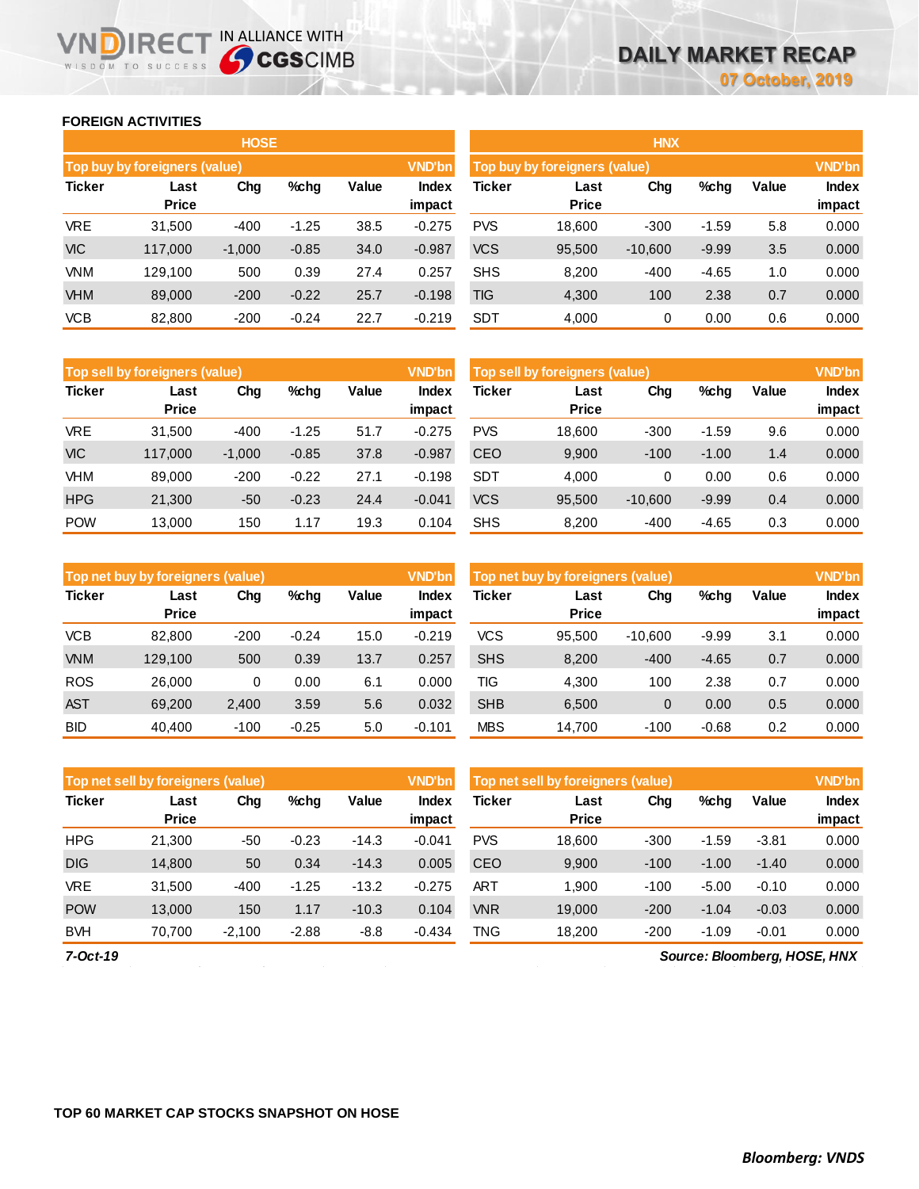## FOREIGN ACTIVITIES

### HOSE

| Top buy by foreigners (value) | | | | | VND'bn |
|---|---|---|---|---|---|
| Ticker | Last Price | Chg | %chg | Value | Index impact |
| VRE | 31,500 | -400 | -1.25 | 38.5 | -0.275 |
| VIC | 117,000 | -1,000 | -0.85 | 34.0 | -0.987 |
| VNM | 129,100 | 500 | 0.39 | 27.4 | 0.257 |
| VHM | 89,000 | -200 | -0.22 | 25.7 | -0.198 |
| VCB | 82,800 | -200 | -0.24 | 22.7 | -0.219 |

| Top sell by foreigners (value) | | | | | VND'bn |
|---|---|---|---|---|---|
| Ticker | Last Price | Chg | %chg | Value | Index impact |
| VRE | 31,500 | -400 | -1.25 | 51.7 | -0.275 |
| VIC | 117,000 | -1,000 | -0.85 | 37.8 | -0.987 |
| VHM | 89,000 | -200 | -0.22 | 27.1 | -0.198 |
| HPG | 21,300 | -50 | -0.23 | 24.4 | -0.041 |
| POW | 13,000 | 150 | 1.17 | 19.3 | 0.104 |

| Top net buy by foreigners (value) | | | | | VND'bn |
|---|---|---|---|---|---|
| Ticker | Last Price | Chg | %chg | Value | Index impact |
| VCB | 82,800 | -200 | -0.24 | 15.0 | -0.219 |
| VNM | 129,100 | 500 | 0.39 | 13.7 | 0.257 |
| ROS | 26,000 | 0 | 0.00 | 6.1 | 0.000 |
| AST | 69,200 | 2,400 | 3.59 | 5.6 | 0.032 |
| BID | 40,400 | -100 | -0.25 | 5.0 | -0.101 |

| Top net sell by foreigners (value) | | | | | VND'bn |
|---|---|---|---|---|---|
| Ticker | Last Price | Chg | %chg | Value | Index impact |
| HPG | 21,300 | -50 | -0.23 | -14.3 | -0.041 |
| DIG | 14,800 | 50 | 0.34 | -14.3 | 0.005 |
| VRE | 31,500 | -400 | -1.25 | -13.2 | -0.275 |
| POW | 13,000 | 150 | 1.17 | -10.3 | 0.104 |
| BVH | 70,700 | -2,100 | -2.88 | -8.8 | -0.434 |

### HNX

| Top buy by foreigners (value) | | | | | VND'bn |
|---|---|---|---|---|---|
| Ticker | Last Price | Chg | %chg | Value | Index impact |
| PVS | 18,600 | -300 | -1.59 | 5.8 | 0.000 |
| VCS | 95,500 | -10,600 | -9.99 | 3.5 | 0.000 |
| SHS | 8,200 | -400 | -4.65 | 1.0 | 0.000 |
| TIG | 4,300 | 100 | 2.38 | 0.7 | 0.000 |
| SDT | 4,000 | 0 | 0.00 | 0.6 | 0.000 |

| Top sell by foreigners (value) | | | | | VND'bn |
|---|---|---|---|---|---|
| Ticker | Last Price | Chg | %chg | Value | Index impact |
| PVS | 18,600 | -300 | -1.59 | 9.6 | 0.000 |
| CEO | 9,900 | -100 | -1.00 | 1.4 | 0.000 |
| SDT | 4,000 | 0 | 0.00 | 0.6 | 0.000 |
| VCS | 95,500 | -10,600 | -9.99 | 0.4 | 0.000 |
| SHS | 8,200 | -400 | -4.65 | 0.3 | 0.000 |

| Top net buy by foreigners (value) | | | | | VND'bn |
|---|---|---|---|---|---|
| Ticker | Last Price | Chg | %chg | Value | Index impact |
| VCS | 95,500 | -10,600 | -9.99 | 3.1 | 0.000 |
| SHS | 8,200 | -400 | -4.65 | 0.7 | 0.000 |
| TIG | 4,300 | 100 | 2.38 | 0.7 | 0.000 |
| SHB | 6,500 | 0 | 0.00 | 0.5 | 0.000 |
| MBS | 14,700 | -100 | -0.68 | 0.2 | 0.000 |

| Top net sell by foreigners (value) | | | | | VND'bn |
|---|---|---|---|---|---|
| Ticker | Last Price | Chg | %chg | Value | Index impact |
| PVS | 18,600 | -300 | -1.59 | -3.81 | 0.000 |
| CEO | 9,900 | -100 | -1.00 | -1.40 | 0.000 |
| ART | 1,900 | -100 | -5.00 | -0.10 | 0.000 |
| VNR | 19,000 | -200 | -1.04 | -0.03 | 0.000 |
| TNG | 18,200 | -200 | -1.09 | -0.01 | 0.000 |

*7-Oct-19* *Source: Bloomberg, HOSE, HNX*

## TOP 60 MARKET CAP STOCKS SNAPSHOT ON HOSE

***Bloomberg: VNDS***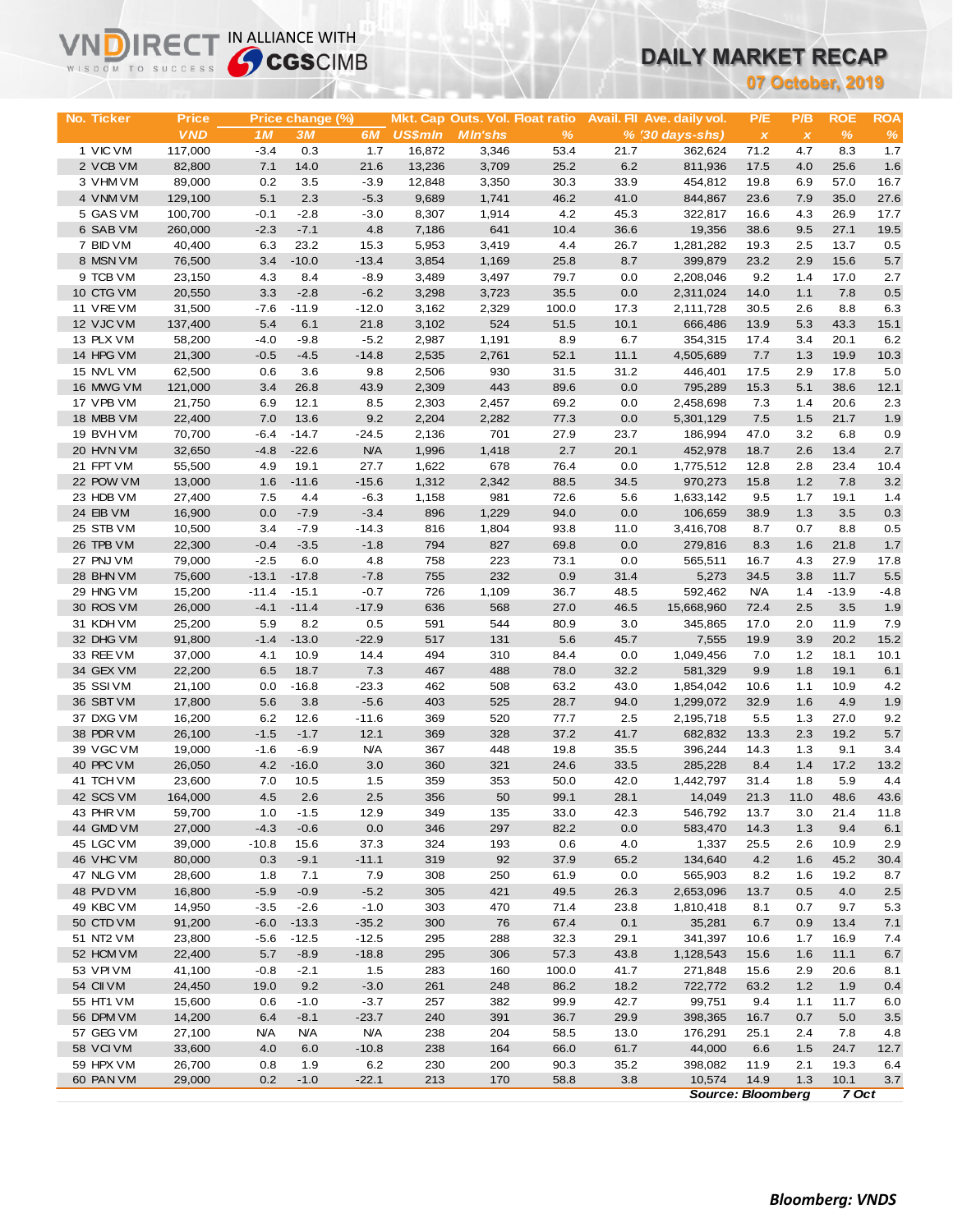# DAILY MARKET RECAP

**07 October, 2019**

| No. | Ticker | Price VND | Price change (%) 1M | 3M | 6M | Mkt. Cap US$mln | Outs. Vol. Mln'shs | Float ratio % | Avail. FII % | Ave. daily vol. (30 days-shs) | P/E x | P/B x | ROE % | ROA % |
|---|---|---|---|---|---|---|---|---|---|---|---|---|---|---|
| 1 | VIC VM | 117,000 | -3.4 | 0.3 | 1.7 | 16,872 | 3,346 | 53.4 | 21.7 | 362,624 | 71.2 | 4.7 | 8.3 | 1.7 |
| 2 | VCB VM | 82,800 | 7.1 | 14.0 | 21.6 | 13,236 | 3,709 | 25.2 | 6.2 | 811,936 | 17.5 | 4.0 | 25.6 | 1.6 |
| 3 | VHM VM | 89,000 | 0.2 | 3.5 | -3.9 | 12,848 | 3,350 | 30.3 | 33.9 | 454,812 | 19.8 | 6.9 | 57.0 | 16.7 |
| 4 | VNM VM | 129,100 | 5.1 | 2.3 | -5.3 | 9,689 | 1,741 | 46.2 | 41.0 | 844,867 | 23.6 | 7.9 | 35.0 | 27.6 |
| 5 | GAS VM | 100,700 | -0.1 | -2.8 | -3.0 | 8,307 | 1,914 | 4.2 | 45.3 | 322,817 | 16.6 | 4.3 | 26.9 | 17.7 |
| 6 | SAB VM | 260,000 | -2.3 | -7.1 | 4.8 | 7,186 | 641 | 10.4 | 36.6 | 19,356 | 38.6 | 9.5 | 27.1 | 19.5 |
| 7 | BID VM | 40,400 | 6.3 | 23.2 | 15.3 | 5,953 | 3,419 | 4.4 | 26.7 | 1,281,282 | 19.3 | 2.5 | 13.7 | 0.5 |
| 8 | MSN VM | 76,500 | 3.4 | -10.0 | -13.4 | 3,854 | 1,169 | 25.8 | 8.7 | 399,879 | 23.2 | 2.9 | 15.6 | 5.7 |
| 9 | TCB VM | 23,150 | 4.3 | 8.4 | -8.9 | 3,489 | 3,497 | 79.7 | 0.0 | 2,208,046 | 9.2 | 1.4 | 17.0 | 2.7 |
| 10 | CTG VM | 20,550 | 3.3 | -2.8 | -6.2 | 3,298 | 3,723 | 35.5 | 0.0 | 2,311,024 | 14.0 | 1.1 | 7.8 | 0.5 |
| 11 | VRE VM | 31,500 | -7.6 | -11.9 | -12.0 | 3,162 | 2,329 | 100.0 | 17.3 | 2,111,728 | 30.5 | 2.6 | 8.8 | 6.3 |
| 12 | VJC VM | 137,400 | 5.4 | 6.1 | 21.8 | 3,102 | 524 | 51.5 | 10.1 | 666,486 | 13.9 | 5.3 | 43.3 | 15.1 |
| 13 | PLX VM | 58,200 | -4.0 | -9.8 | -5.2 | 2,987 | 1,191 | 8.9 | 6.7 | 354,315 | 17.4 | 3.4 | 20.1 | 6.2 |
| 14 | HPG VM | 21,300 | -0.5 | -4.5 | -14.8 | 2,535 | 2,761 | 52.1 | 11.1 | 4,505,689 | 7.7 | 1.3 | 19.9 | 10.3 |
| 15 | NVL VM | 62,500 | 0.6 | 3.6 | 9.8 | 2,506 | 930 | 31.5 | 31.2 | 446,401 | 17.5 | 2.9 | 17.8 | 5.0 |
| 16 | MWG VM | 121,000 | 3.4 | 26.8 | 43.9 | 2,309 | 443 | 89.6 | 0.0 | 795,289 | 15.3 | 5.1 | 38.6 | 12.1 |
| 17 | VPB VM | 21,750 | 6.9 | 12.1 | 8.5 | 2,303 | 2,457 | 69.2 | 0.0 | 2,458,698 | 7.3 | 1.4 | 20.6 | 2.3 |
| 18 | MBB VM | 22,400 | 7.0 | 13.6 | 9.2 | 2,204 | 2,282 | 77.3 | 0.0 | 5,301,129 | 7.5 | 1.5 | 21.7 | 1.9 |
| 19 | BVH VM | 70,700 | -6.4 | -14.7 | -24.5 | 2,136 | 701 | 27.9 | 23.7 | 186,994 | 47.0 | 3.2 | 6.8 | 0.9 |
| 20 | HVN VM | 32,650 | -4.8 | -22.6 | N/A | 1,996 | 1,418 | 2.7 | 20.1 | 452,978 | 18.7 | 2.6 | 13.4 | 2.7 |
| 21 | FPT VM | 55,500 | 4.9 | 19.1 | 27.7 | 1,622 | 678 | 76.4 | 0.0 | 1,775,512 | 12.8 | 2.8 | 23.4 | 10.4 |
| 22 | POW VM | 13,000 | 1.6 | -11.6 | -15.6 | 1,312 | 2,342 | 88.5 | 34.5 | 970,273 | 15.8 | 1.2 | 7.8 | 3.2 |
| 23 | HDB VM | 27,400 | 7.5 | 4.4 | -6.3 | 1,158 | 981 | 72.6 | 5.6 | 1,633,142 | 9.5 | 1.7 | 19.1 | 1.4 |
| 24 | EIB VM | 16,900 | 0.0 | -7.9 | -3.4 | 896 | 1,229 | 94.0 | 0.0 | 106,659 | 38.9 | 1.3 | 3.5 | 0.3 |
| 25 | STB VM | 10,500 | 3.4 | -7.9 | -14.3 | 816 | 1,804 | 93.8 | 11.0 | 3,416,708 | 8.7 | 0.7 | 8.8 | 0.5 |
| 26 | TPB VM | 22,300 | -0.4 | -3.5 | -1.8 | 794 | 827 | 69.8 | 0.0 | 279,816 | 8.3 | 1.6 | 21.8 | 1.7 |
| 27 | PNJ VM | 79,000 | -2.5 | 6.0 | 4.8 | 758 | 223 | 73.1 | 0.0 | 565,511 | 16.7 | 4.3 | 27.9 | 17.8 |
| 28 | BHN VM | 75,600 | -13.1 | -17.8 | -7.8 | 755 | 232 | 0.9 | 31.4 | 5,273 | 34.5 | 3.8 | 11.7 | 5.5 |
| 29 | HNG VM | 15,200 | -11.4 | -15.1 | -0.7 | 726 | 1,109 | 36.7 | 48.5 | 592,462 | N/A | 1.4 | -13.9 | -4.8 |
| 30 | ROS VM | 26,000 | -4.1 | -11.4 | -17.9 | 636 | 568 | 27.0 | 46.5 | 15,668,960 | 72.4 | 2.5 | 3.5 | 1.9 |
| 31 | KDH VM | 25,200 | 5.9 | 8.2 | 0.5 | 591 | 544 | 80.9 | 3.0 | 345,865 | 17.0 | 2.0 | 11.9 | 7.9 |
| 32 | DHG VM | 91,800 | -1.4 | -13.0 | -22.9 | 517 | 131 | 5.6 | 45.7 | 7,555 | 19.9 | 3.9 | 20.2 | 15.2 |
| 33 | REE VM | 37,000 | 4.1 | 10.9 | 14.4 | 494 | 310 | 84.4 | 0.0 | 1,049,456 | 7.0 | 1.2 | 18.1 | 10.1 |
| 34 | GEX VM | 22,200 | 6.5 | 18.7 | 7.3 | 467 | 488 | 78.0 | 32.2 | 581,329 | 9.9 | 1.8 | 19.1 | 6.1 |
| 35 | SSI VM | 21,100 | 0.0 | -16.8 | -23.3 | 462 | 508 | 63.2 | 43.0 | 1,854,042 | 10.6 | 1.1 | 10.9 | 4.2 |
| 36 | SBT VM | 17,800 | 5.6 | 3.8 | -5.6 | 403 | 525 | 28.7 | 94.0 | 1,299,072 | 32.9 | 1.6 | 4.9 | 1.9 |
| 37 | DXG VM | 16,200 | 6.2 | 12.6 | -11.6 | 369 | 520 | 77.7 | 2.5 | 2,195,718 | 5.5 | 1.3 | 27.0 | 9.2 |
| 38 | PDR VM | 26,100 | -1.5 | -1.7 | 12.1 | 369 | 328 | 37.2 | 41.7 | 682,832 | 13.3 | 2.3 | 19.2 | 5.7 |
| 39 | VGC VM | 19,000 | -1.6 | -6.9 | N/A | 367 | 448 | 19.8 | 35.5 | 396,244 | 14.3 | 1.3 | 9.1 | 3.4 |
| 40 | PPC VM | 26,050 | 4.2 | -16.0 | 3.0 | 360 | 321 | 24.6 | 33.5 | 285,228 | 8.4 | 1.4 | 17.2 | 13.2 |
| 41 | TCH VM | 23,600 | 7.0 | 10.5 | 1.5 | 359 | 353 | 50.0 | 42.0 | 1,442,797 | 31.4 | 1.8 | 5.9 | 4.4 |
| 42 | SCS VM | 164,000 | 4.5 | 2.6 | 2.5 | 356 | 50 | 99.1 | 28.1 | 14,049 | 21.3 | 11.0 | 48.6 | 43.6 |
| 43 | PHR VM | 59,700 | 1.0 | -1.5 | 12.9 | 349 | 135 | 33.0 | 42.3 | 546,792 | 13.7 | 3.0 | 21.4 | 11.8 |
| 44 | GMD VM | 27,000 | -4.3 | -0.6 | 0.0 | 346 | 297 | 82.2 | 0.0 | 583,470 | 14.3 | 1.3 | 9.4 | 6.1 |
| 45 | LGC VM | 39,000 | -10.8 | 15.6 | 37.3 | 324 | 193 | 0.6 | 4.0 | 1,337 | 25.5 | 2.6 | 10.9 | 2.9 |
| 46 | VHC VM | 80,000 | 0.3 | -9.1 | -11.1 | 319 | 92 | 37.9 | 65.2 | 134,640 | 4.2 | 1.6 | 45.2 | 30.4 |
| 47 | NLG VM | 28,600 | 1.8 | 7.1 | 7.9 | 308 | 250 | 61.9 | 0.0 | 565,903 | 8.2 | 1.6 | 19.2 | 8.7 |
| 48 | PVD VM | 16,800 | -5.9 | -0.9 | -5.2 | 305 | 421 | 49.5 | 26.3 | 2,653,096 | 13.7 | 0.5 | 4.0 | 2.5 |
| 49 | KBC VM | 14,950 | -3.5 | -2.6 | -1.0 | 303 | 470 | 71.4 | 23.8 | 1,810,418 | 8.1 | 0.7 | 9.7 | 5.3 |
| 50 | CTD VM | 91,200 | -6.0 | -13.3 | -35.2 | 300 | 76 | 67.4 | 0.1 | 35,281 | 6.7 | 0.9 | 13.4 | 7.1 |
| 51 | NT2 VM | 23,800 | -5.6 | -12.5 | -12.5 | 295 | 288 | 32.3 | 29.1 | 341,397 | 10.6 | 1.7 | 16.9 | 7.4 |
| 52 | HCM VM | 22,400 | 5.7 | -8.9 | -18.8 | 295 | 306 | 57.3 | 43.8 | 1,128,543 | 15.6 | 1.6 | 11.1 | 6.7 |
| 53 | VPI VM | 41,100 | -0.8 | -2.1 | 1.5 | 283 | 160 | 100.0 | 41.7 | 271,848 | 15.6 | 2.9 | 20.6 | 8.1 |
| 54 | CII VM | 24,450 | 19.0 | 9.2 | -3.0 | 261 | 248 | 86.2 | 18.2 | 722,772 | 63.2 | 1.2 | 1.9 | 0.4 |
| 55 | HT1 VM | 15,600 | 0.6 | -1.0 | -3.7 | 257 | 382 | 99.9 | 42.7 | 99,751 | 9.4 | 1.1 | 11.7 | 6.0 |
| 56 | DPM VM | 14,200 | 6.4 | -8.1 | -23.7 | 240 | 391 | 36.7 | 29.9 | 398,365 | 16.7 | 0.7 | 5.0 | 3.5 |
| 57 | GEG VM | 27,100 | N/A | N/A | N/A | 238 | 204 | 58.5 | 13.0 | 176,291 | 25.1 | 2.4 | 7.8 | 4.8 |
| 58 | VCI VM | 33,600 | 4.0 | 6.0 | -10.8 | 238 | 164 | 66.0 | 61.7 | 44,000 | 6.6 | 1.5 | 24.7 | 12.7 |
| 59 | HPX VM | 26,700 | 0.8 | 1.9 | 6.2 | 230 | 200 | 90.3 | 35.2 | 398,082 | 11.9 | 2.1 | 19.3 | 6.4 |
| 60 | PAN VM | 29,000 | 0.2 | -1.0 | -22.1 | 213 | 170 | 58.8 | 3.8 | 10,574 | 14.9 | 1.3 | 10.1 | 3.7 |

*Source: Bloomberg* *7 Oct*

***Bloomberg: VNDS***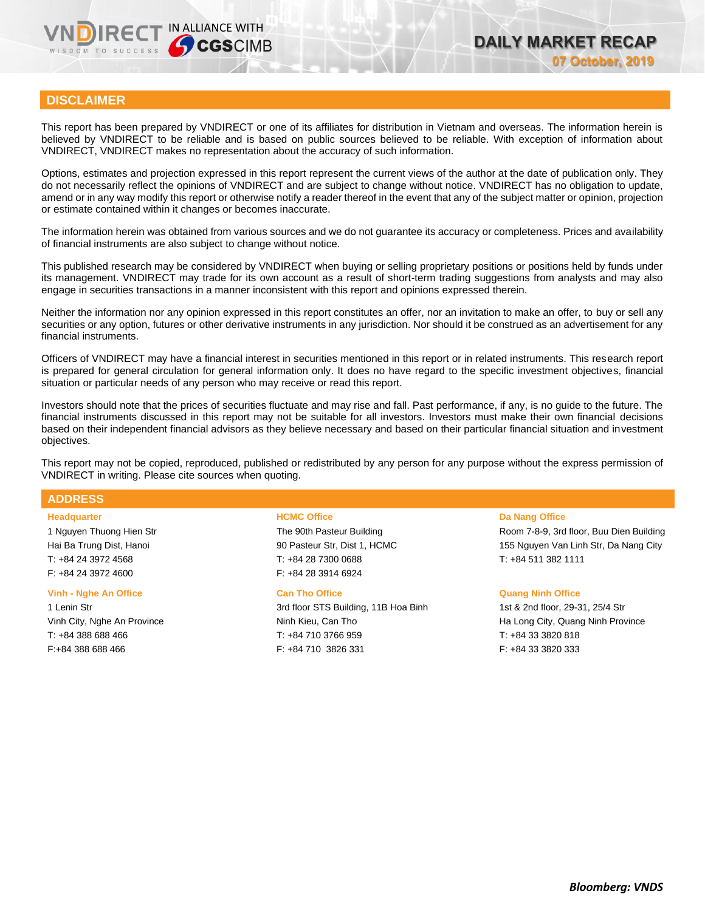## DISCLAIMER

This report has been prepared by VNDIRECT or one of its affiliates for distribution in Vietnam and overseas. The information herein is believed by VNDIRECT to be reliable and is based on public sources believed to be reliable. With exception of information about VNDIRECT, VNDIRECT makes no representation about the accuracy of such information.

Options, estimates and projection expressed in this report represent the current views of the author at the date of publication only. They do not necessarily reflect the opinions of VNDIRECT and are subject to change without notice. VNDIRECT has no obligation to update, amend or in any way modify this report or otherwise notify a reader thereof in the event that any of the subject matter or opinion, projection or estimate contained within it changes or becomes inaccurate.

The information herein was obtained from various sources and we do not guarantee its accuracy or completeness. Prices and availability of financial instruments are also subject to change without notice.

This published research may be considered by VNDIRECT when buying or selling proprietary positions or positions held by funds under its management. VNDIRECT may trade for its own account as a result of short-term trading suggestions from analysts and may also engage in securities transactions in a manner inconsistent with this report and opinions expressed therein.

Neither the information nor any opinion expressed in this report constitutes an offer, nor an invitation to make an offer, to buy or sell any securities or any option, futures or other derivative instruments in any jurisdiction. Nor should it be construed as an advertisement for any financial instruments.

Officers of VNDIRECT may have a financial interest in securities mentioned in this report or in related instruments. This research report is prepared for general circulation for general information only. It does no have regard to the specific investment objectives, financial situation or particular needs of any person who may receive or read this report.

Investors should note that the prices of securities fluctuate and may rise and fall. Past performance, if any, is no guide to the future. The financial instruments discussed in this report may not be suitable for all investors. Investors must make their own financial decisions based on their independent financial advisors as they believe necessary and based on their particular financial situation and investment objectives.

This report may not be copied, reproduced, published or redistributed by any person for any purpose without the express permission of VNDIRECT in writing. Please cite sources when quoting.

## ADDRESS

**Headquarter**
1 Nguyen Thuong Hien Str
Hai Ba Trung Dist, Hanoi
T: +84 24 3972 4568
F: +84 24 3972 4600

**HCMC Office**
The 90th Pasteur Building
90 Pasteur Str, Dist 1, HCMC
T: +84 28 7300 0688
F: +84 28 3914 6924

**Da Nang Office**
Room 7-8-9, 3rd floor, Buu Dien Building
155 Nguyen Van Linh Str, Da Nang City
T: +84 511 382 1111

**Vinh - Nghe An Office**
1 Lenin Str
Vinh City, Nghe An Province
T: +84 388 688 466
F:+84 388 688 466

**Can Tho Office**
3rd floor STS Building, 11B Hoa Binh
Ninh Kieu, Can Tho
T: +84 710 3766 959
F: +84 710 3826 331

**Quang Ninh Office**
1st & 2nd floor, 29-31, 25/4 Str
Ha Long City, Quang Ninh Province
T: +84 33 3820 818
F: +84 33 3820 333

***Bloomberg: VNDS***